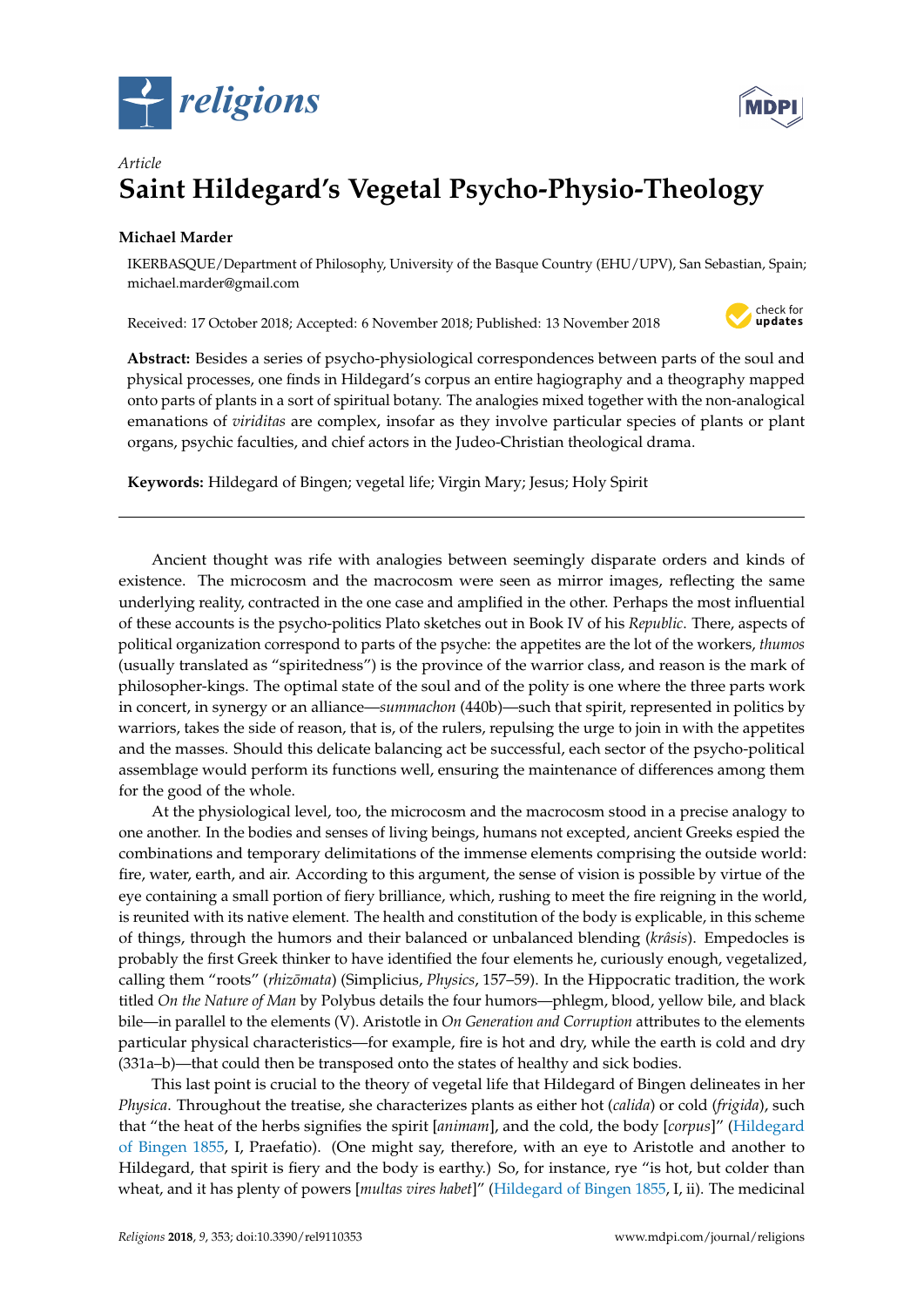*Article*

# Saint Hildegard's Vegetal Psycho-Physio-Theology

**Michael Marder**

IKERBASQUE/Department of Philosophy, University of the Basque Country (EHU/UPV), San Sebastian, Spain; michael.marder@gmail.com

Received: 17 October 2018; Accepted: 6 November 2018; Published: 13 November 2018

**Abstract:** Besides a series of psycho-physiological correspondences between parts of the soul and physical processes, one finds in Hildegard's corpus an entire hagiography and a theography mapped onto parts of plants in a sort of spiritual botany. The analogies mixed together with the non-analogical emanations of *viriditas* are complex, insofar as they involve particular species of plants or plant organs, psychic faculties, and chief actors in the Judeo-Christian theological drama.

**Keywords:** Hildegard of Bingen; vegetal life; Virgin Mary; Jesus; Holy Spirit

---

Ancient thought was rife with analogies between seemingly disparate orders and kinds of existence. The microcosm and the macrocosm were seen as mirror images, reflecting the same underlying reality, contracted in the one case and amplified in the other. Perhaps the most influential of these accounts is the psycho-politics Plato sketches out in Book IV of his *Republic*. There, aspects of political organization correspond to parts of the psyche: the appetites are the lot of the workers, *thumos* (usually translated as "spiritedness") is the province of the warrior class, and reason is the mark of philosopher-kings. The optimal state of the soul and of the polity is one where the three parts work in concert, in synergy or an alliance—*summachon* (440b)—such that spirit, represented in politics by warriors, takes the side of reason, that is, of the rulers, repulsing the urge to join in with the appetites and the masses. Should this delicate balancing act be successful, each sector of the psycho-political assemblage would perform its functions well, ensuring the maintenance of differences among them for the good of the whole.

At the physiological level, too, the microcosm and the macrocosm stood in a precise analogy to one another. In the bodies and senses of living beings, humans not excepted, ancient Greeks espied the combinations and temporary delimitations of the immense elements comprising the outside world: fire, water, earth, and air. According to this argument, the sense of vision is possible by virtue of the eye containing a small portion of fiery brilliance, which, rushing to meet the fire reigning in the world, is reunited with its native element. The health and constitution of the body is explicable, in this scheme of things, through the humors and their balanced or unbalanced blending (*krâsis*). Empedocles is probably the first Greek thinker to have identified the four elements he, curiously enough, vegetalized, calling them "roots" (*rhizōmata*) (Simplicius, *Physics*, 157–59). In the Hippocratic tradition, the work titled *On the Nature of Man* by Polybus details the four humors—phlegm, blood, yellow bile, and black bile—in parallel to the elements (V). Aristotle in *On Generation and Corruption* attributes to the elements particular physical characteristics—for example, fire is hot and dry, while the earth is cold and dry (331a–b)—that could then be transposed onto the states of healthy and sick bodies.

This last point is crucial to the theory of vegetal life that Hildegard of Bingen delineates in her *Physica*. Throughout the treatise, she characterizes plants as either hot (*calida*) or cold (*frigida*), such that "the heat of the herbs signifies the spirit [*animam*], and the cold, the body [*corpus*]" (Hildegard of Bingen 1855, I, Praefatio). (One might say, therefore, with an eye to Aristotle and another to Hildegard, that spirit is fiery and the body is earthy.) So, for instance, rye "is hot, but colder than wheat, and it has plenty of powers [*multas vires habet*]" (Hildegard of Bingen 1855, I, ii). The medicinal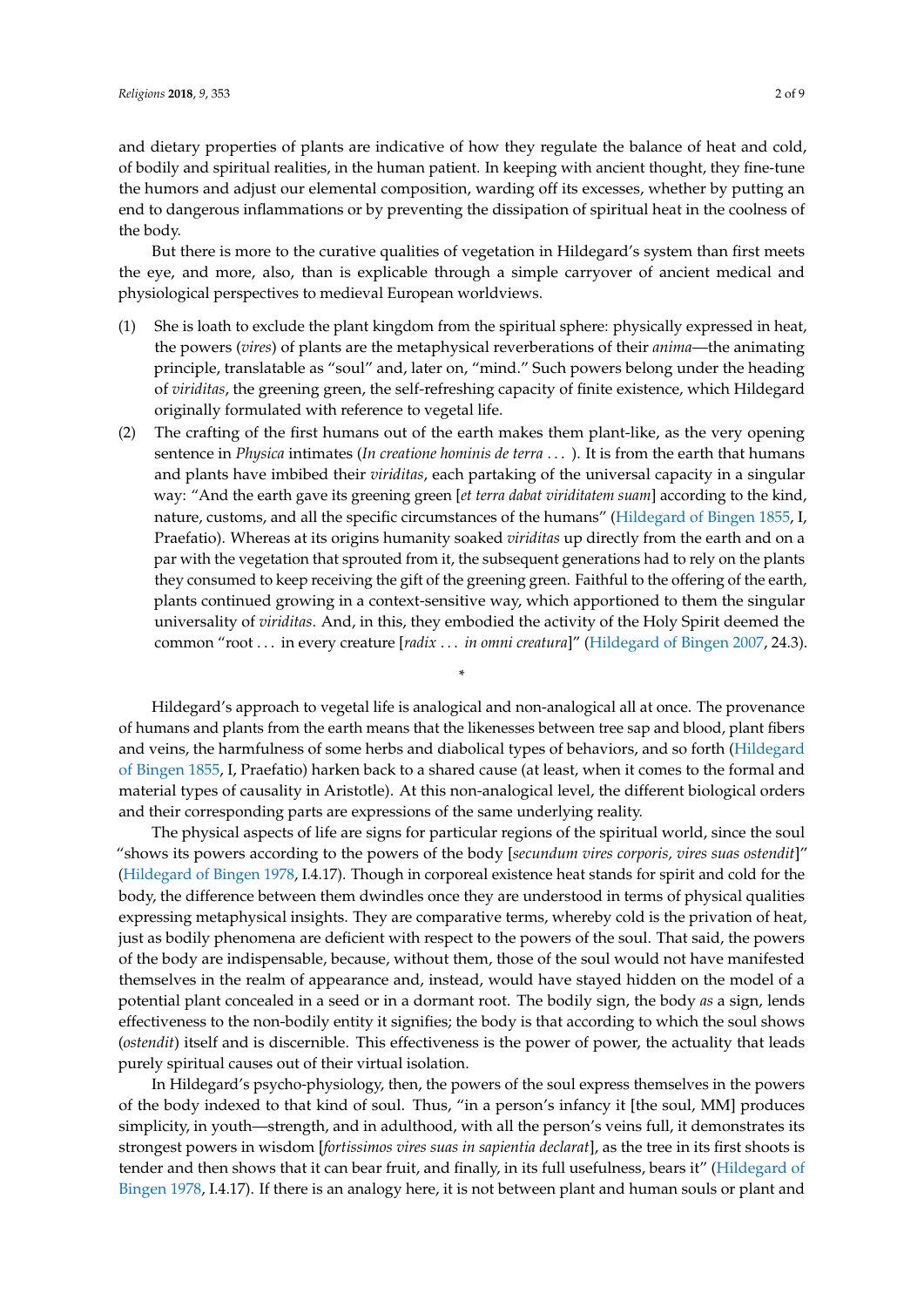and dietary properties of plants are indicative of how they regulate the balance of heat and cold, of bodily and spiritual realities, in the human patient. In keeping with ancient thought, they fine-tune the humors and adjust our elemental composition, warding off its excesses, whether by putting an end to dangerous inflammations or by preventing the dissipation of spiritual heat in the coolness of the body.

But there is more to the curative qualities of vegetation in Hildegard's system than first meets the eye, and more, also, than is explicable through a simple carryover of ancient medical and physiological perspectives to medieval European worldviews.

(1) She is loath to exclude the plant kingdom from the spiritual sphere: physically expressed in heat, the powers (*vires*) of plants are the metaphysical reverberations of their *anima*—the animating principle, translatable as "soul" and, later on, "mind." Such powers belong under the heading of *viriditas*, the greening green, the self-refreshing capacity of finite existence, which Hildegard originally formulated with reference to vegetal life.

(2) The crafting of the first humans out of the earth makes them plant-like, as the very opening sentence in *Physica* intimates (*In creatione hominis de terra . . .* ). It is from the earth that humans and plants have imbibed their *viriditas*, each partaking of the universal capacity in a singular way: "And the earth gave its greening green [*et terra dabat viriditatem suam*] according to the kind, nature, customs, and all the specific circumstances of the humans" (Hildegard of Bingen 1855, I, Praefatio). Whereas at its origins humanity soaked *viriditas* up directly from the earth and on a par with the vegetation that sprouted from it, the subsequent generations had to rely on the plants they consumed to keep receiving the gift of the greening green. Faithful to the offering of the earth, plants continued growing in a context-sensitive way, which apportioned to them the singular universality of *viriditas*. And, in this, they embodied the activity of the Holy Spirit deemed the common "root . . . in every creature [*radix . . . in omni creatura*]" (Hildegard of Bingen 2007, 24.3).

*

Hildegard's approach to vegetal life is analogical and non-analogical all at once. The provenance of humans and plants from the earth means that the likenesses between tree sap and blood, plant fibers and veins, the harmfulness of some herbs and diabolical types of behaviors, and so forth (Hildegard of Bingen 1855, I, Praefatio) harken back to a shared cause (at least, when it comes to the formal and material types of causality in Aristotle). At this non-analogical level, the different biological orders and their corresponding parts are expressions of the same underlying reality.

The physical aspects of life are signs for particular regions of the spiritual world, since the soul "shows its powers according to the powers of the body [*secundum vires corporis, vires suas ostendit*]" (Hildegard of Bingen 1978, I.4.17). Though in corporeal existence heat stands for spirit and cold for the body, the difference between them dwindles once they are understood in terms of physical qualities expressing metaphysical insights. They are comparative terms, whereby cold is the privation of heat, just as bodily phenomena are deficient with respect to the powers of the soul. That said, the powers of the body are indispensable, because, without them, those of the soul would not have manifested themselves in the realm of appearance and, instead, would have stayed hidden on the model of a potential plant concealed in a seed or in a dormant root. The bodily sign, the body *as* a sign, lends effectiveness to the non-bodily entity it signifies; the body is that according to which the soul shows (*ostendit*) itself and is discernible. This effectiveness is the power of power, the actuality that leads purely spiritual causes out of their virtual isolation.

In Hildegard's psycho-physiology, then, the powers of the soul express themselves in the powers of the body indexed to that kind of soul. Thus, "in a person's infancy it [the soul, MM] produces simplicity, in youth—strength, and in adulthood, with all the person's veins full, it demonstrates its strongest powers in wisdom [*fortissimos vires suas in sapientia declarat*], as the tree in its first shoots is tender and then shows that it can bear fruit, and finally, in its full usefulness, bears it" (Hildegard of Bingen 1978, I.4.17). If there is an analogy here, it is not between plant and human souls or plant and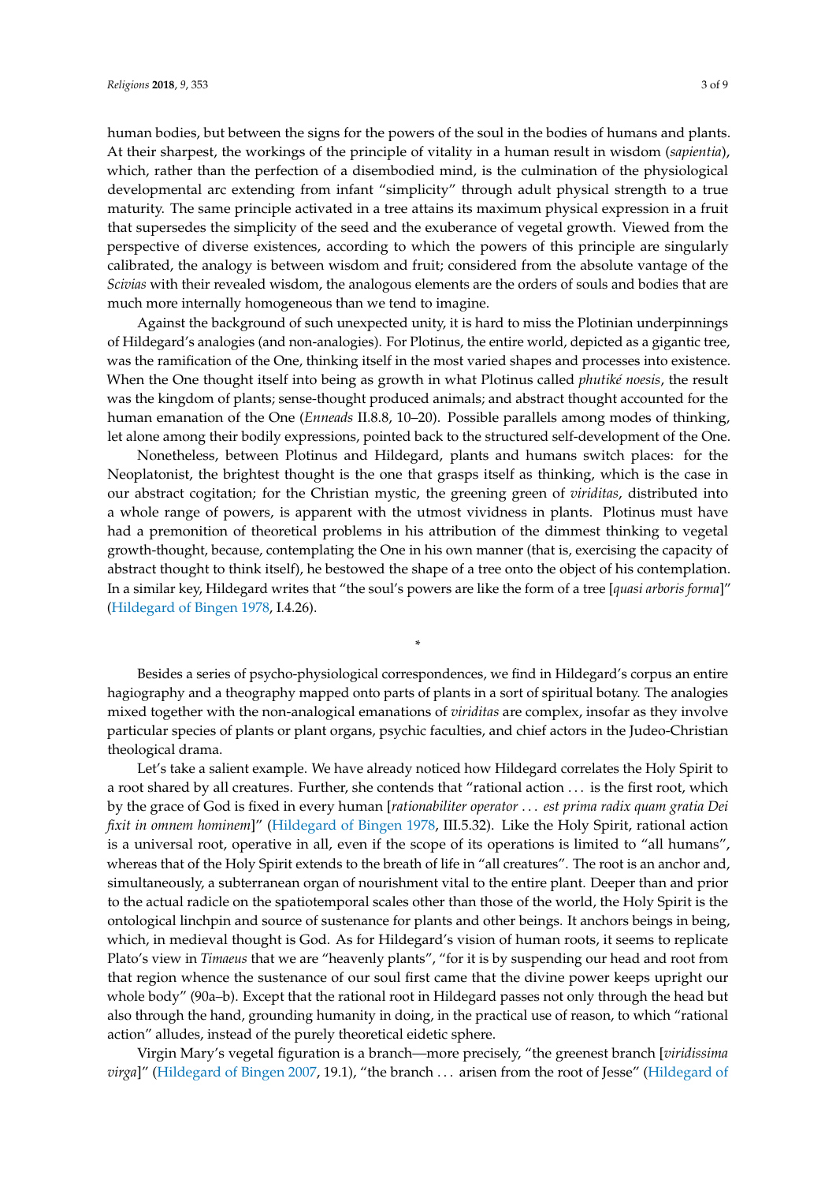human bodies, but between the signs for the powers of the soul in the bodies of humans and plants. At their sharpest, the workings of the principle of vitality in a human result in wisdom (*sapientia*), which, rather than the perfection of a disembodied mind, is the culmination of the physiological developmental arc extending from infant "simplicity" through adult physical strength to a true maturity. The same principle activated in a tree attains its maximum physical expression in a fruit that supersedes the simplicity of the seed and the exuberance of vegetal growth. Viewed from the perspective of diverse existences, according to which the powers of this principle are singularly calibrated, the analogy is between wisdom and fruit; considered from the absolute vantage of the *Scivias* with their revealed wisdom, the analogous elements are the orders of souls and bodies that are much more internally homogeneous than we tend to imagine.

Against the background of such unexpected unity, it is hard to miss the Plotinian underpinnings of Hildegard's analogies (and non-analogies). For Plotinus, the entire world, depicted as a gigantic tree, was the ramification of the One, thinking itself in the most varied shapes and processes into existence. When the One thought itself into being as growth in what Plotinus called *phutiké noesis*, the result was the kingdom of plants; sense-thought produced animals; and abstract thought accounted for the human emanation of the One (*Enneads* II.8.8, 10–20). Possible parallels among modes of thinking, let alone among their bodily expressions, pointed back to the structured self-development of the One.

Nonetheless, between Plotinus and Hildegard, plants and humans switch places: for the Neoplatonist, the brightest thought is the one that grasps itself as thinking, which is the case in our abstract cogitation; for the Christian mystic, the greening green of *viriditas*, distributed into a whole range of powers, is apparent with the utmost vividness in plants. Plotinus must have had a premonition of theoretical problems in his attribution of the dimmest thinking to vegetal growth-thought, because, contemplating the One in his own manner (that is, exercising the capacity of abstract thought to think itself), he bestowed the shape of a tree onto the object of his contemplation. In a similar key, Hildegard writes that "the soul's powers are like the form of a tree [*quasi arboris forma*]" (Hildegard of Bingen 1978, I.4.26).

*

Besides a series of psycho-physiological correspondences, we find in Hildegard's corpus an entire hagiography and a theography mapped onto parts of plants in a sort of spiritual botany. The analogies mixed together with the non-analogical emanations of *viriditas* are complex, insofar as they involve particular species of plants or plant organs, psychic faculties, and chief actors in the Judeo-Christian theological drama.

Let's take a salient example. We have already noticed how Hildegard correlates the Holy Spirit to a root shared by all creatures. Further, she contends that "rational action ... is the first root, which by the grace of God is fixed in every human [*rationabiliter operator ... est prima radix quam gratia Dei fixit in omnem hominem*]" (Hildegard of Bingen 1978, III.5.32). Like the Holy Spirit, rational action is a universal root, operative in all, even if the scope of its operations is limited to "all humans", whereas that of the Holy Spirit extends to the breath of life in "all creatures". The root is an anchor and, simultaneously, a subterranean organ of nourishment vital to the entire plant. Deeper than and prior to the actual radicle on the spatiotemporal scales other than those of the world, the Holy Spirit is the ontological linchpin and source of sustenance for plants and other beings. It anchors beings in being, which, in medieval thought is God. As for Hildegard's vision of human roots, it seems to replicate Plato's view in *Timaeus* that we are "heavenly plants", "for it is by suspending our head and root from that region whence the sustenance of our soul first came that the divine power keeps upright our whole body" (90a–b). Except that the rational root in Hildegard passes not only through the head but also through the hand, grounding humanity in doing, in the practical use of reason, to which "rational action" alludes, instead of the purely theoretical eidetic sphere.

Virgin Mary's vegetal figuration is a branch—more precisely, "the greenest branch [*viridissima virga*]" (Hildegard of Bingen 2007, 19.1), "the branch ... arisen from the root of Jesse" (Hildegard of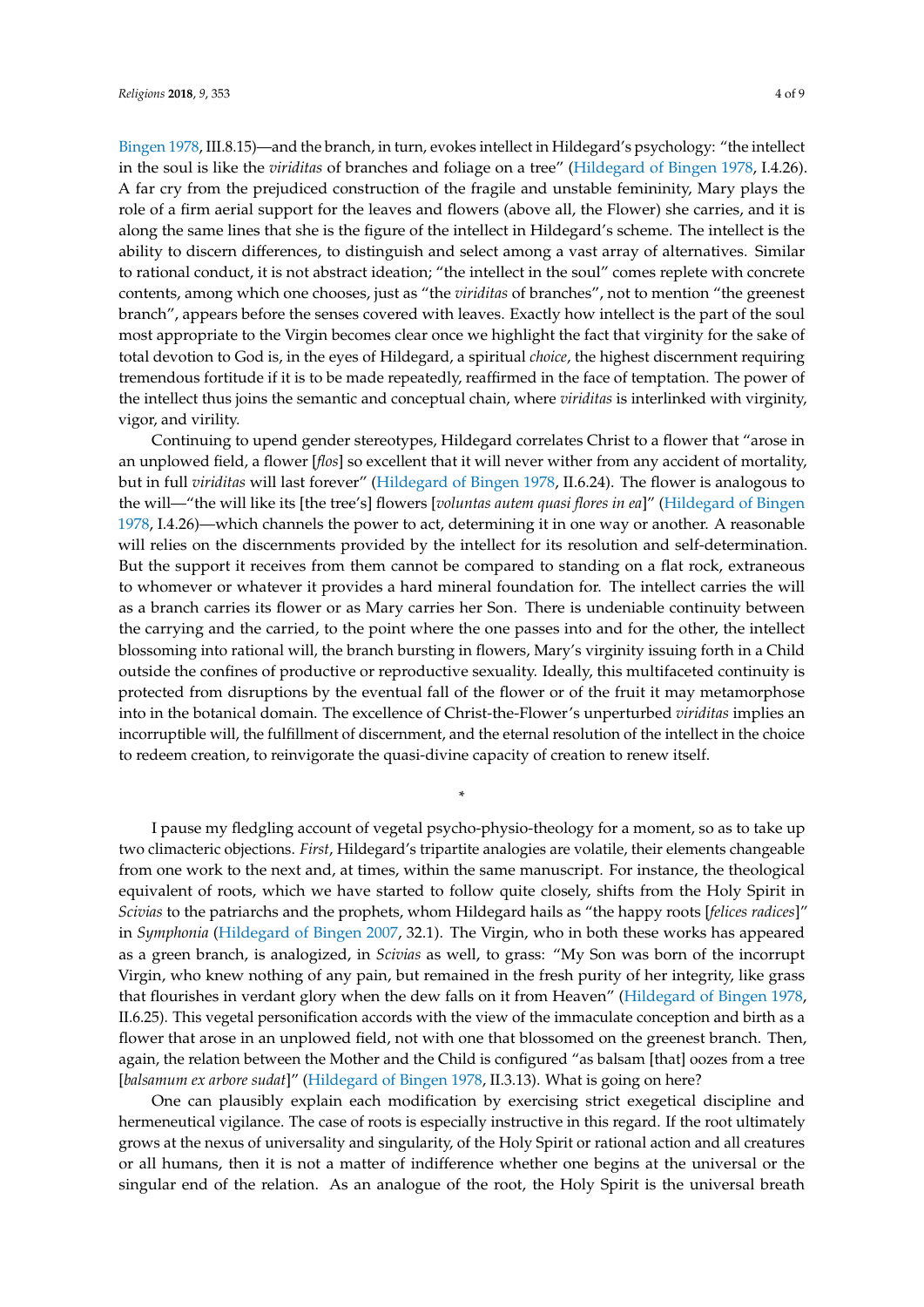Bingen 1978, III.8.15)—and the branch, in turn, evokes intellect in Hildegard's psychology: "the intellect in the soul is like the *viriditas* of branches and foliage on a tree" (Hildegard of Bingen 1978, I.4.26). A far cry from the prejudiced construction of the fragile and unstable femininity, Mary plays the role of a firm aerial support for the leaves and flowers (above all, the Flower) she carries, and it is along the same lines that she is the figure of the intellect in Hildegard's scheme. The intellect is the ability to discern differences, to distinguish and select among a vast array of alternatives. Similar to rational conduct, it is not abstract ideation; "the intellect in the soul" comes replete with concrete contents, among which one chooses, just as "the *viriditas* of branches", not to mention "the greenest branch", appears before the senses covered with leaves. Exactly how intellect is the part of the soul most appropriate to the Virgin becomes clear once we highlight the fact that virginity for the sake of total devotion to God is, in the eyes of Hildegard, a spiritual *choice*, the highest discernment requiring tremendous fortitude if it is to be made repeatedly, reaffirmed in the face of temptation. The power of the intellect thus joins the semantic and conceptual chain, where *viriditas* is interlinked with virginity, vigor, and virility.

Continuing to upend gender stereotypes, Hildegard correlates Christ to a flower that "arose in an unplowed field, a flower [*flos*] so excellent that it will never wither from any accident of mortality, but in full *viriditas* will last forever" (Hildegard of Bingen 1978, II.6.24). The flower is analogous to the will—"the will like its [the tree's] flowers [*voluntas autem quasi flores in ea*]" (Hildegard of Bingen 1978, I.4.26)—which channels the power to act, determining it in one way or another. A reasonable will relies on the discernments provided by the intellect for its resolution and self-determination. But the support it receives from them cannot be compared to standing on a flat rock, extraneous to whomever or whatever it provides a hard mineral foundation for. The intellect carries the will as a branch carries its flower or as Mary carries her Son. There is undeniable continuity between the carrying and the carried, to the point where the one passes into and for the other, the intellect blossoming into rational will, the branch bursting in flowers, Mary's virginity issuing forth in a Child outside the confines of productive or reproductive sexuality. Ideally, this multifaceted continuity is protected from disruptions by the eventual fall of the flower or of the fruit it may metamorphose into in the botanical domain. The excellence of Christ-the-Flower's unperturbed *viriditas* implies an incorruptible will, the fulfillment of discernment, and the eternal resolution of the intellect in the choice to redeem creation, to reinvigorate the quasi-divine capacity of creation to renew itself.

*

I pause my fledgling account of vegetal psycho-physio-theology for a moment, so as to take up two climacteric objections. *First*, Hildegard's tripartite analogies are volatile, their elements changeable from one work to the next and, at times, within the same manuscript. For instance, the theological equivalent of roots, which we have started to follow quite closely, shifts from the Holy Spirit in *Scivias* to the patriarchs and the prophets, whom Hildegard hails as "the happy roots [*felices radices*]" in *Symphonia* (Hildegard of Bingen 2007, 32.1). The Virgin, who in both these works has appeared as a green branch, is analogized, in *Scivias* as well, to grass: "My Son was born of the incorrupt Virgin, who knew nothing of any pain, but remained in the fresh purity of her integrity, like grass that flourishes in verdant glory when the dew falls on it from Heaven" (Hildegard of Bingen 1978, II.6.25). This vegetal personification accords with the view of the immaculate conception and birth as a flower that arose in an unplowed field, not with one that blossomed on the greenest branch. Then, again, the relation between the Mother and the Child is configured "as balsam [that] oozes from a tree [*balsamum ex arbore sudat*]" (Hildegard of Bingen 1978, II.3.13). What is going on here?

One can plausibly explain each modification by exercising strict exegetical discipline and hermeneutical vigilance. The case of roots is especially instructive in this regard. If the root ultimately grows at the nexus of universality and singularity, of the Holy Spirit or rational action and all creatures or all humans, then it is not a matter of indifference whether one begins at the universal or the singular end of the relation. As an analogue of the root, the Holy Spirit is the universal breath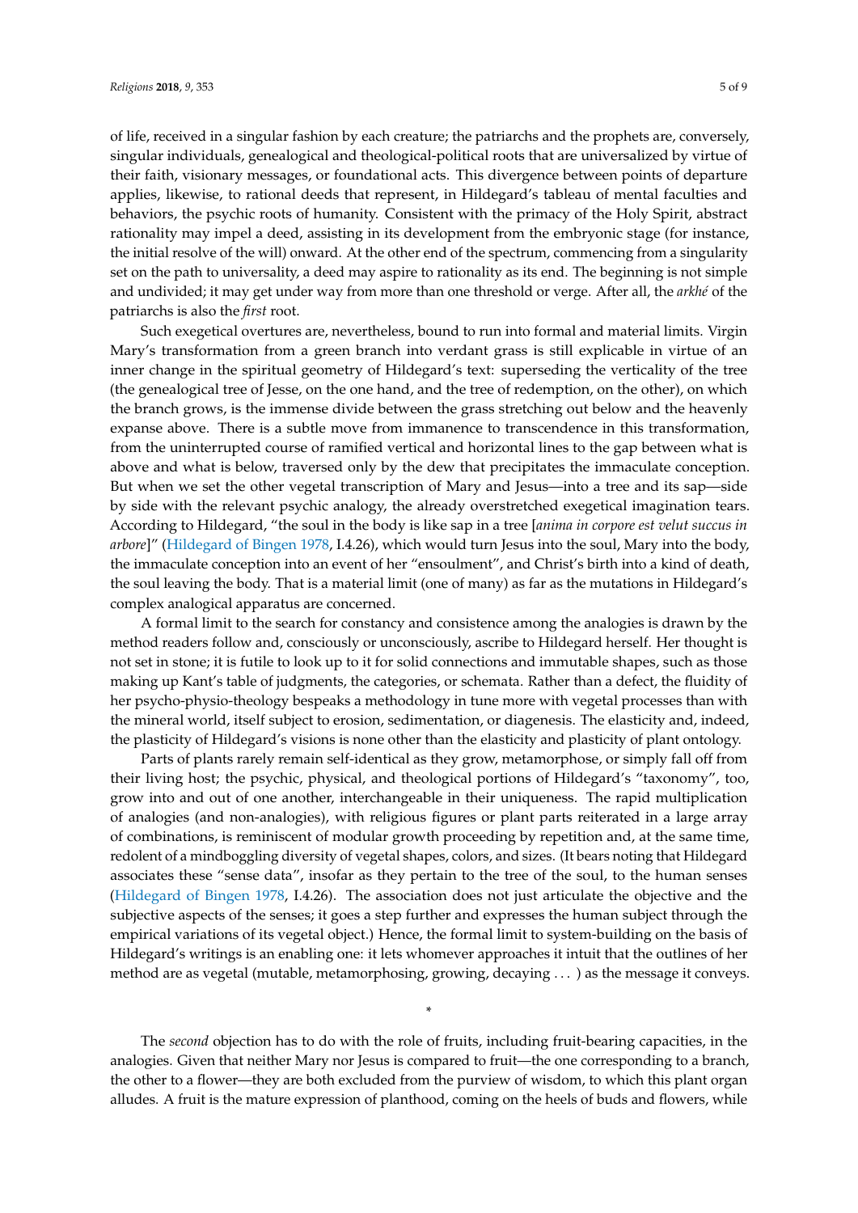of life, received in a singular fashion by each creature; the patriarchs and the prophets are, conversely, singular individuals, genealogical and theological-political roots that are universalized by virtue of their faith, visionary messages, or foundational acts. This divergence between points of departure applies, likewise, to rational deeds that represent, in Hildegard's tableau of mental faculties and behaviors, the psychic roots of humanity. Consistent with the primacy of the Holy Spirit, abstract rationality may impel a deed, assisting in its development from the embryonic stage (for instance, the initial resolve of the will) onward. At the other end of the spectrum, commencing from a singularity set on the path to universality, a deed may aspire to rationality as its end. The beginning is not simple and undivided; it may get under way from more than one threshold or verge. After all, the *arkhé* of the patriarchs is also the *first* root.

Such exegetical overtures are, nevertheless, bound to run into formal and material limits. Virgin Mary's transformation from a green branch into verdant grass is still explicable in virtue of an inner change in the spiritual geometry of Hildegard's text: superseding the verticality of the tree (the genealogical tree of Jesse, on the one hand, and the tree of redemption, on the other), on which the branch grows, is the immense divide between the grass stretching out below and the heavenly expanse above. There is a subtle move from immanence to transcendence in this transformation, from the uninterrupted course of ramified vertical and horizontal lines to the gap between what is above and what is below, traversed only by the dew that precipitates the immaculate conception. But when we set the other vegetal transcription of Mary and Jesus—into a tree and its sap—side by side with the relevant psychic analogy, the already overstretched exegetical imagination tears. According to Hildegard, "the soul in the body is like sap in a tree [*anima in corpore est velut succus in arbore*]" (Hildegard of Bingen 1978, I.4.26), which would turn Jesus into the soul, Mary into the body, the immaculate conception into an event of her "ensoulment", and Christ's birth into a kind of death, the soul leaving the body. That is a material limit (one of many) as far as the mutations in Hildegard's complex analogical apparatus are concerned.

A formal limit to the search for constancy and consistence among the analogies is drawn by the method readers follow and, consciously or unconsciously, ascribe to Hildegard herself. Her thought is not set in stone; it is futile to look up to it for solid connections and immutable shapes, such as those making up Kant's table of judgments, the categories, or schemata. Rather than a defect, the fluidity of her psycho-physio-theology bespeaks a methodology in tune more with vegetal processes than with the mineral world, itself subject to erosion, sedimentation, or diagenesis. The elasticity and, indeed, the plasticity of Hildegard's visions is none other than the elasticity and plasticity of plant ontology.

Parts of plants rarely remain self-identical as they grow, metamorphose, or simply fall off from their living host; the psychic, physical, and theological portions of Hildegard's "taxonomy", too, grow into and out of one another, interchangeable in their uniqueness. The rapid multiplication of analogies (and non-analogies), with religious figures or plant parts reiterated in a large array of combinations, is reminiscent of modular growth proceeding by repetition and, at the same time, redolent of a mindboggling diversity of vegetal shapes, colors, and sizes. (It bears noting that Hildegard associates these "sense data", insofar as they pertain to the tree of the soul, to the human senses (Hildegard of Bingen 1978, I.4.26). The association does not just articulate the objective and the subjective aspects of the senses; it goes a step further and expresses the human subject through the empirical variations of its vegetal object.) Hence, the formal limit to system-building on the basis of Hildegard's writings is an enabling one: it lets whomever approaches it intuit that the outlines of her method are as vegetal (mutable, metamorphosing, growing, decaying ... ) as the message it conveys.

*

The *second* objection has to do with the role of fruits, including fruit-bearing capacities, in the analogies. Given that neither Mary nor Jesus is compared to fruit—the one corresponding to a branch, the other to a flower—they are both excluded from the purview of wisdom, to which this plant organ alludes. A fruit is the mature expression of planthood, coming on the heels of buds and flowers, while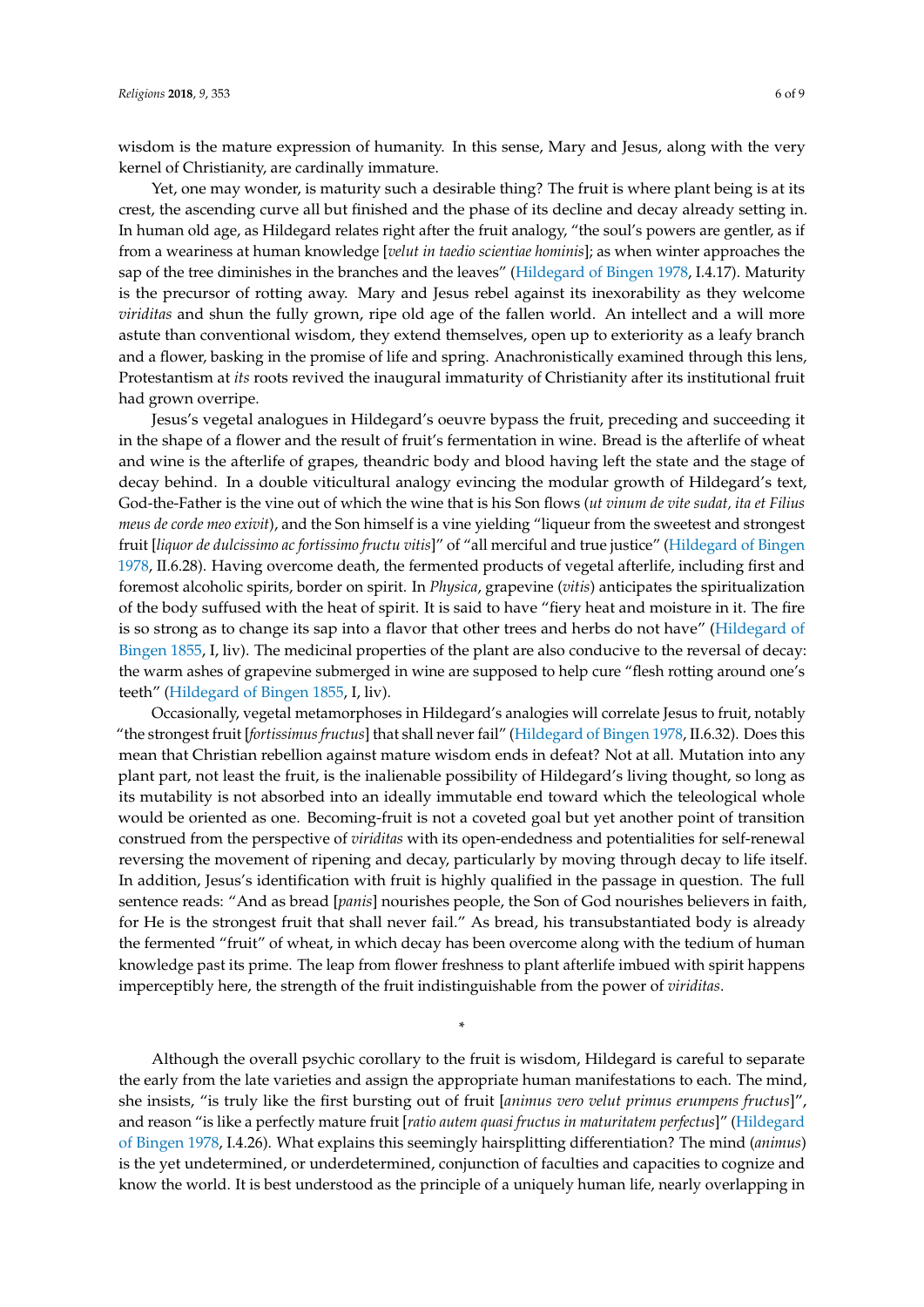wisdom is the mature expression of humanity. In this sense, Mary and Jesus, along with the very kernel of Christianity, are cardinally immature.

Yet, one may wonder, is maturity such a desirable thing? The fruit is where plant being is at its crest, the ascending curve all but finished and the phase of its decline and decay already setting in. In human old age, as Hildegard relates right after the fruit analogy, "the soul's powers are gentler, as if from a weariness at human knowledge [*velut in taedio scientiae hominis*]; as when winter approaches the sap of the tree diminishes in the branches and the leaves" (Hildegard of Bingen 1978, I.4.17). Maturity is the precursor of rotting away. Mary and Jesus rebel against its inexorability as they welcome *viriditas* and shun the fully grown, ripe old age of the fallen world. An intellect and a will more astute than conventional wisdom, they extend themselves, open up to exteriority as a leafy branch and a flower, basking in the promise of life and spring. Anachronistically examined through this lens, Protestantism at *its* roots revived the inaugural immaturity of Christianity after its institutional fruit had grown overripe.

Jesus's vegetal analogues in Hildegard's oeuvre bypass the fruit, preceding and succeeding it in the shape of a flower and the result of fruit's fermentation in wine. Bread is the afterlife of wheat and wine is the afterlife of grapes, theandric body and blood having left the state and the stage of decay behind. In a double viticultural analogy evincing the modular growth of Hildegard's text, God-the-Father is the vine out of which the wine that is his Son flows (*ut vinum de vite sudat, ita et Filius meus de corde meo exivit*), and the Son himself is a vine yielding "liqueur from the sweetest and strongest fruit [*liquor de dulcissimo ac fortissimo fructu vitis*]" of "all merciful and true justice" (Hildegard of Bingen 1978, II.6.28). Having overcome death, the fermented products of vegetal afterlife, including first and foremost alcoholic spirits, border on spirit. In *Physica*, grapevine (*vitis*) anticipates the spiritualization of the body suffused with the heat of spirit. It is said to have "fiery heat and moisture in it. The fire is so strong as to change its sap into a flavor that other trees and herbs do not have" (Hildegard of Bingen 1855, I, liv). The medicinal properties of the plant are also conducive to the reversal of decay: the warm ashes of grapevine submerged in wine are supposed to help cure "flesh rotting around one's teeth" (Hildegard of Bingen 1855, I, liv).

Occasionally, vegetal metamorphoses in Hildegard's analogies will correlate Jesus to fruit, notably "the strongest fruit [*fortissimus fructus*] that shall never fail" (Hildegard of Bingen 1978, II.6.32). Does this mean that Christian rebellion against mature wisdom ends in defeat? Not at all. Mutation into any plant part, not least the fruit, is the inalienable possibility of Hildegard's living thought, so long as its mutability is not absorbed into an ideally immutable end toward which the teleological whole would be oriented as one. Becoming-fruit is not a coveted goal but yet another point of transition construed from the perspective of *viriditas* with its open-endedness and potentialities for self-renewal reversing the movement of ripening and decay, particularly by moving through decay to life itself. In addition, Jesus's identification with fruit is highly qualified in the passage in question. The full sentence reads: "And as bread [*panis*] nourishes people, the Son of God nourishes believers in faith, for He is the strongest fruit that shall never fail." As bread, his transubstantiated body is already the fermented "fruit" of wheat, in which decay has been overcome along with the tedium of human knowledge past its prime. The leap from flower freshness to plant afterlife imbued with spirit happens imperceptibly here, the strength of the fruit indistinguishable from the power of *viriditas*.

*

Although the overall psychic corollary to the fruit is wisdom, Hildegard is careful to separate the early from the late varieties and assign the appropriate human manifestations to each. The mind, she insists, "is truly like the first bursting out of fruit [*animus vero velut primus erumpens fructus*]", and reason "is like a perfectly mature fruit [*ratio autem quasi fructus in maturitatem perfectus*]" (Hildegard of Bingen 1978, I.4.26). What explains this seemingly hairsplitting differentiation? The mind (*animus*) is the yet undetermined, or underdetermined, conjunction of faculties and capacities to cognize and know the world. It is best understood as the principle of a uniquely human life, nearly overlapping in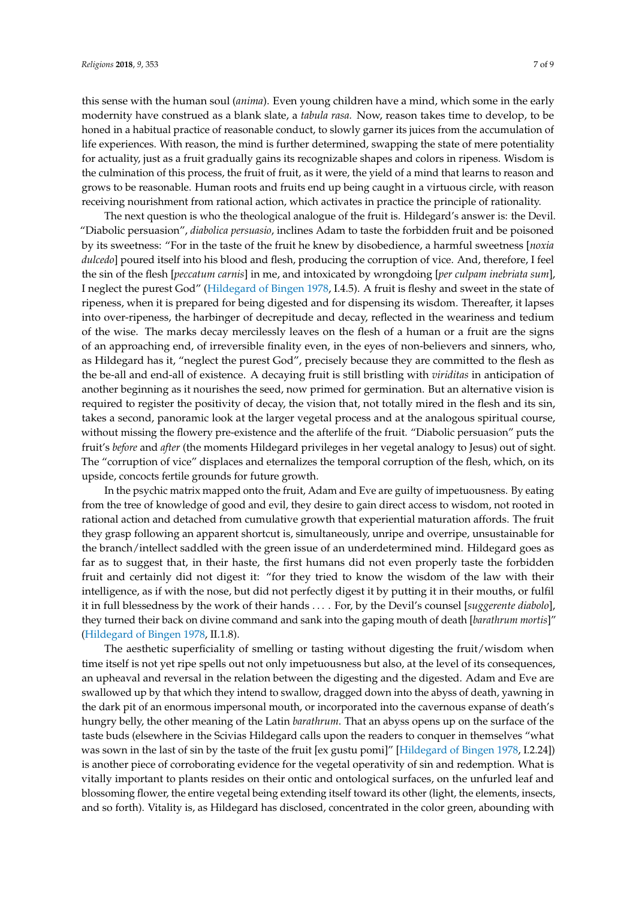this sense with the human soul (*anima*). Even young children have a mind, which some in the early modernity have construed as a blank slate, a *tabula rasa.* Now, reason takes time to develop, to be honed in a habitual practice of reasonable conduct, to slowly garner its juices from the accumulation of life experiences. With reason, the mind is further determined, swapping the state of mere potentiality for actuality, just as a fruit gradually gains its recognizable shapes and colors in ripeness. Wisdom is the culmination of this process, the fruit of fruit, as it were, the yield of a mind that learns to reason and grows to be reasonable. Human roots and fruits end up being caught in a virtuous circle, with reason receiving nourishment from rational action, which activates in practice the principle of rationality.

The next question is who the theological analogue of the fruit is. Hildegard's answer is: the Devil. "Diabolic persuasion", *diabolica persuasio*, inclines Adam to taste the forbidden fruit and be poisoned by its sweetness: "For in the taste of the fruit he knew by disobedience, a harmful sweetness [*noxia dulcedo*] poured itself into his blood and flesh, producing the corruption of vice. And, therefore, I feel the sin of the flesh [*peccatum carnis*] in me, and intoxicated by wrongdoing [*per culpam inebriata sum*], I neglect the purest God" (Hildegard of Bingen 1978, I.4.5). A fruit is fleshy and sweet in the state of ripeness, when it is prepared for being digested and for dispensing its wisdom. Thereafter, it lapses into over-ripeness, the harbinger of decrepitude and decay, reflected in the weariness and tedium of the wise. The marks decay mercilessly leaves on the flesh of a human or a fruit are the signs of an approaching end, of irreversible finality even, in the eyes of non-believers and sinners, who, as Hildegard has it, "neglect the purest God", precisely because they are committed to the flesh as the be-all and end-all of existence. A decaying fruit is still bristling with *viriditas* in anticipation of another beginning as it nourishes the seed, now primed for germination. But an alternative vision is required to register the positivity of decay, the vision that, not totally mired in the flesh and its sin, takes a second, panoramic look at the larger vegetal process and at the analogous spiritual course, without missing the flowery pre-existence and the afterlife of the fruit. "Diabolic persuasion" puts the fruit's *before* and *after* (the moments Hildegard privileges in her vegetal analogy to Jesus) out of sight. The "corruption of vice" displaces and eternalizes the temporal corruption of the flesh, which, on its upside, concocts fertile grounds for future growth.

In the psychic matrix mapped onto the fruit, Adam and Eve are guilty of impetuousness. By eating from the tree of knowledge of good and evil, they desire to gain direct access to wisdom, not rooted in rational action and detached from cumulative growth that experiential maturation affords. The fruit they grasp following an apparent shortcut is, simultaneously, unripe and overripe, unsustainable for the branch/intellect saddled with the green issue of an underdetermined mind. Hildegard goes as far as to suggest that, in their haste, the first humans did not even properly taste the forbidden fruit and certainly did not digest it: "for they tried to know the wisdom of the law with their intelligence, as if with the nose, but did not perfectly digest it by putting it in their mouths, or fulfil it in full blessedness by the work of their hands . . . . For, by the Devil's counsel [*suggerente diabolo*], they turned their back on divine command and sank into the gaping mouth of death [*barathrum mortis*]" (Hildegard of Bingen 1978, II.1.8).

The aesthetic superficiality of smelling or tasting without digesting the fruit/wisdom when time itself is not yet ripe spells out not only impetuousness but also, at the level of its consequences, an upheaval and reversal in the relation between the digesting and the digested. Adam and Eve are swallowed up by that which they intend to swallow, dragged down into the abyss of death, yawning in the dark pit of an enormous impersonal mouth, or incorporated into the cavernous expanse of death's hungry belly, the other meaning of the Latin *barathrum*. That an abyss opens up on the surface of the taste buds (elsewhere in the Scivias Hildegard calls upon the readers to conquer in themselves "what was sown in the last of sin by the taste of the fruit [ex gustu pomi]" [Hildegard of Bingen 1978, I.2.24]) is another piece of corroborating evidence for the vegetal operativity of sin and redemption. What is vitally important to plants resides on their ontic and ontological surfaces, on the unfurled leaf and blossoming flower, the entire vegetal being extending itself toward its other (light, the elements, insects, and so forth). Vitality is, as Hildegard has disclosed, concentrated in the color green, abounding with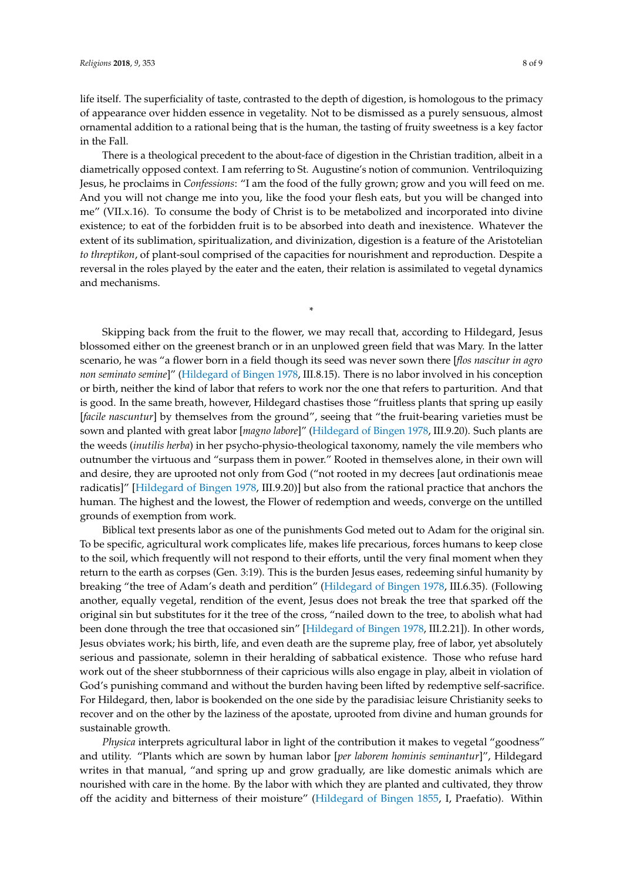life itself. The superficiality of taste, contrasted to the depth of digestion, is homologous to the primacy of appearance over hidden essence in vegetality. Not to be dismissed as a purely sensuous, almost ornamental addition to a rational being that is the human, the tasting of fruity sweetness is a key factor in the Fall.

There is a theological precedent to the about-face of digestion in the Christian tradition, albeit in a diametrically opposed context. I am referring to St. Augustine's notion of communion. Ventriloquizing Jesus, he proclaims in *Confessions*: "I am the food of the fully grown; grow and you will feed on me. And you will not change me into you, like the food your flesh eats, but you will be changed into me" (VII.x.16). To consume the body of Christ is to be metabolized and incorporated into divine existence; to eat of the forbidden fruit is to be absorbed into death and inexistence. Whatever the extent of its sublimation, spiritualization, and divinization, digestion is a feature of the Aristotelian *to threptikon*, of plant-soul comprised of the capacities for nourishment and reproduction. Despite a reversal in the roles played by the eater and the eaten, their relation is assimilated to vegetal dynamics and mechanisms.

*

Skipping back from the fruit to the flower, we may recall that, according to Hildegard, Jesus blossomed either on the greenest branch or in an unplowed green field that was Mary. In the latter scenario, he was "a flower born in a field though its seed was never sown there [*flos nascitur in agro non seminato semine*]" (Hildegard of Bingen 1978, III.8.15). There is no labor involved in his conception or birth, neither the kind of labor that refers to work nor the one that refers to parturition. And that is good. In the same breath, however, Hildegard chastises those "fruitless plants that spring up easily [*facile nascuntur*] by themselves from the ground", seeing that "the fruit-bearing varieties must be sown and planted with great labor [*magno labore*]" (Hildegard of Bingen 1978, III.9.20). Such plants are the weeds (*inutilis herba*) in her psycho-physio-theological taxonomy, namely the vile members who outnumber the virtuous and "surpass them in power." Rooted in themselves alone, in their own will and desire, they are uprooted not only from God ("not rooted in my decrees [aut ordinationis meae radicatis]" [Hildegard of Bingen 1978, III.9.20)] but also from the rational practice that anchors the human. The highest and the lowest, the Flower of redemption and weeds, converge on the untilled grounds of exemption from work.

Biblical text presents labor as one of the punishments God meted out to Adam for the original sin. To be specific, agricultural work complicates life, makes life precarious, forces humans to keep close to the soil, which frequently will not respond to their efforts, until the very final moment when they return to the earth as corpses (Gen. 3:19). This is the burden Jesus eases, redeeming sinful humanity by breaking "the tree of Adam's death and perdition" (Hildegard of Bingen 1978, III.6.35). (Following another, equally vegetal, rendition of the event, Jesus does not break the tree that sparked off the original sin but substitutes for it the tree of the cross, "nailed down to the tree, to abolish what had been done through the tree that occasioned sin" [Hildegard of Bingen 1978, III.2.21]). In other words, Jesus obviates work; his birth, life, and even death are the supreme play, free of labor, yet absolutely serious and passionate, solemn in their heralding of sabbatical existence. Those who refuse hard work out of the sheer stubbornness of their capricious wills also engage in play, albeit in violation of God's punishing command and without the burden having been lifted by redemptive self-sacrifice. For Hildegard, then, labor is bookended on the one side by the paradisiac leisure Christianity seeks to recover and on the other by the laziness of the apostate, uprooted from divine and human grounds for sustainable growth.

*Physica* interprets agricultural labor in light of the contribution it makes to vegetal "goodness" and utility. "Plants which are sown by human labor [*per laborem hominis seminantur*]", Hildegard writes in that manual, "and spring up and grow gradually, are like domestic animals which are nourished with care in the home. By the labor with which they are planted and cultivated, they throw off the acidity and bitterness of their moisture" (Hildegard of Bingen 1855, I, Praefatio). Within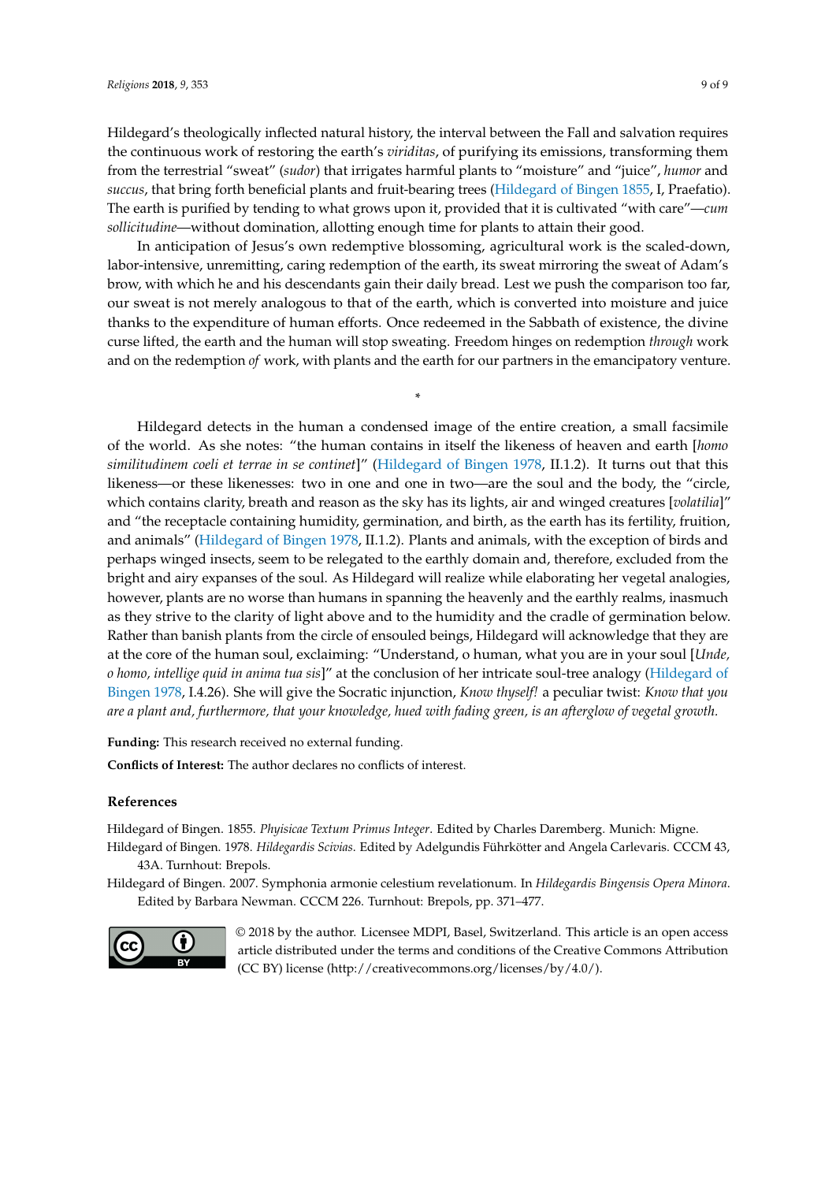Hildegard's theologically inflected natural history, the interval between the Fall and salvation requires the continuous work of restoring the earth's *viriditas*, of purifying its emissions, transforming them from the terrestrial "sweat" (*sudor*) that irrigates harmful plants to "moisture" and "juice", *humor* and *succus*, that bring forth beneficial plants and fruit-bearing trees (Hildegard of Bingen 1855, I, Praefatio). The earth is purified by tending to what grows upon it, provided that it is cultivated "with care"—*cum sollicitudine*—without domination, allotting enough time for plants to attain their good.

In anticipation of Jesus's own redemptive blossoming, agricultural work is the scaled-down, labor-intensive, unremitting, caring redemption of the earth, its sweat mirroring the sweat of Adam's brow, with which he and his descendants gain their daily bread. Lest we push the comparison too far, our sweat is not merely analogous to that of the earth, which is converted into moisture and juice thanks to the expenditure of human efforts. Once redeemed in the Sabbath of existence, the divine curse lifted, the earth and the human will stop sweating. Freedom hinges on redemption *through* work and on the redemption *of* work, with plants and the earth for our partners in the emancipatory venture.

*

Hildegard detects in the human a condensed image of the entire creation, a small facsimile of the world. As she notes: "the human contains in itself the likeness of heaven and earth [*homo similitudinem coeli et terrae in se continet*]" (Hildegard of Bingen 1978, II.1.2). It turns out that this likeness—or these likenesses: two in one and one in two—are the soul and the body, the "circle, which contains clarity, breath and reason as the sky has its lights, air and winged creatures [*volatilia*]" and "the receptacle containing humidity, germination, and birth, as the earth has its fertility, fruition, and animals" (Hildegard of Bingen 1978, II.1.2). Plants and animals, with the exception of birds and perhaps winged insects, seem to be relegated to the earthly domain and, therefore, excluded from the bright and airy expanses of the soul. As Hildegard will realize while elaborating her vegetal analogies, however, plants are no worse than humans in spanning the heavenly and the earthly realms, inasmuch as they strive to the clarity of light above and to the humidity and the cradle of germination below. Rather than banish plants from the circle of ensouled beings, Hildegard will acknowledge that they are at the core of the human soul, exclaiming: "Understand, o human, what you are in your soul [*Unde, o homo, intellige quid in anima tua sis*]" at the conclusion of her intricate soul-tree analogy (Hildegard of Bingen 1978, I.4.26). She will give the Socratic injunction, *Know thyself!* a peculiar twist: *Know that you are a plant and, furthermore, that your knowledge, hued with fading green, is an afterglow of vegetal growth.*

**Funding:** This research received no external funding.

**Conflicts of Interest:** The author declares no conflicts of interest.

## References

Hildegard of Bingen. 1855. *Phyisicae Textum Primus Integer*. Edited by Charles Daremberg. Munich: Migne.

Hildegard of Bingen. 1978. *Hildegardis Scivias*. Edited by Adelgundis Führkötter and Angela Carlevaris. CCCM 43, 43A. Turnhout: Brepols.

Hildegard of Bingen. 2007. Symphonia armonie celestium revelationum. In *Hildegardis Bingensis Opera Minora*. Edited by Barbara Newman. CCCM 226. Turnhout: Brepols, pp. 371–477.

© 2018 by the author. Licensee MDPI, Basel, Switzerland. This article is an open access article distributed under the terms and conditions of the Creative Commons Attribution (CC BY) license (http://creativecommons.org/licenses/by/4.0/).